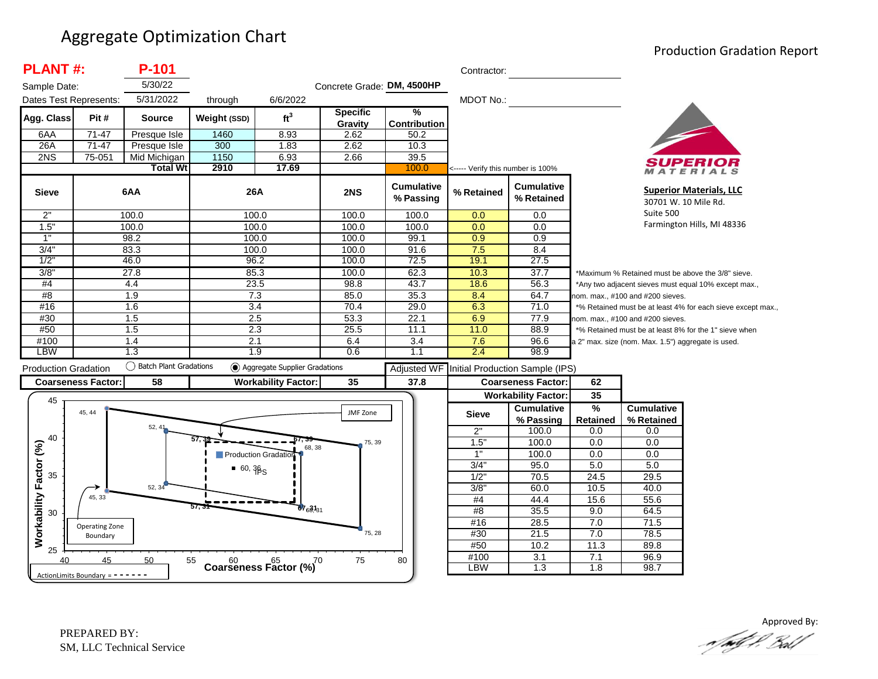# Aggregate Optimization Chart

## Production Gradation Report

**PLANT #:** **P-101**

Sample Date: 5/30/22

Dates Test Represents: 5/31/2022 through 6/6/2022

Concrete Grade: **DM, 4500HP**

Contractor:

MDOT No.:

**Superior Materials, LLC**
30701 W. 10 Mile Rd.
Suite 500
Farmington Hills, MI 48336

| Agg. Class | Pit # | Source | Weight (SSD) | $ft^3$ | Specific Gravity | % Contribution |
|---|---|---|---|---|---|---|
| 6AA | 71-47 | Presque Isle | 1460 | 8.93 | 2.62 | 50.2 |
| 26A | 71-47 | Presque Isle | 300 | 1.83 | 2.62 | 10.3 |
| 2NS | 75-051 | Mid Michigan | 1150 | 6.93 | 2.66 | 39.5 |
| | | Total Wt | 2910 | 17.69 | | 100.0 |

<----- Verify this number is 100%

| Sieve | 6AA | 26A | 2NS | Cumulative % Passing | % Retained | Cumulative % Retained |
|---|---|---|---|---|---|---|
| 2" | 100.0 | 100.0 | 100.0 | 100.0 | 0.0 | 0.0 |
| 1.5" | 100.0 | 100.0 | 100.0 | 100.0 | 0.0 | 0.0 |
| 1" | 98.2 | 100.0 | 100.0 | 99.1 | 0.9 | 0.9 |
| 3/4" | 83.3 | 100.0 | 100.0 | 91.6 | 7.5 | 8.4 |
| 1/2" | 46.0 | 96.2 | 100.0 | 72.5 | 19.1 | 27.5 |
| 3/8" | 27.8 | 85.3 | 100.0 | 62.3 | 10.3 | 37.7 |
| #4 | 4.4 | 23.5 | 98.8 | 43.7 | 18.6 | 56.3 |
| #8 | 1.9 | 7.3 | 85.0 | 35.3 | 8.4 | 64.7 |
| #16 | 1.6 | 3.4 | 70.4 | 29.0 | 6.3 | 71.0 |
| #30 | 1.5 | 2.5 | 53.3 | 22.1 | 6.9 | 77.9 |
| #50 | 1.5 | 2.3 | 25.5 | 11.1 | 11.0 | 88.9 |
| #100 | 1.4 | 2.1 | 6.4 | 3.4 | 7.6 | 96.6 |
| LBW | 1.3 | 1.9 | 0.6 | 1.1 | 2.4 | 98.9 |

*Maximum % Retained must be above the 3/8" sieve.
*Any two adjacent sieves must equal 10% except max., nom. max., #100 and #200 sieves.
*% Retained must be at least 4% for each sieve except max., nom. max., #100 and #200 sieves.
*% Retained must be at least 8% for the 1" sieve when a 2" max. size (nom. Max. 1.5") aggregate is used.

Production Gradation: ○ Batch Plant Gradations ◉ Aggregate Supplier Gradations

| Coarseness Factor: | 58 | Workability Factor: | 35 | Adjusted WF: 37.8 |
|---|---|---|---|---|

**Initial Production Sample (IPS)**

Coarseness Factor: 62
Workability Factor: 35

| Sieve | Cumulative % Passing | % Retained | Cumulative % Retained |
|---|---|---|---|
| 2" | 100.0 | 0.0 | 0.0 |
| 1.5" | 100.0 | 0.0 | 0.0 |
| 1" | 100.0 | 0.0 | 0.0 |
| 3/4" | 95.0 | 5.0 | 5.0 |
| 1/2" | 70.5 | 24.5 | 29.5 |
| 3/8" | 60.0 | 10.5 | 40.0 |
| #4 | 44.4 | 15.6 | 55.6 |
| #8 | 35.5 | 9.0 | 64.5 |
| #16 | 28.5 | 7.0 | 71.5 |
| #30 | 21.5 | 7.0 | 78.5 |
| #50 | 10.2 | 11.3 | 89.8 |
| #100 | 3.1 | 7.1 | 96.9 |
| LBW | 1.3 | 1.8 | 98.7 |

Chart: Workability Factor (%) vs. Coarseness Factor (%). Operating Zone Boundary points: 45, 44; 75, 39; 75, 28; 45, 33. JMF Zone points: 52, 41; 68, 38; 68, 31; 52, 34. Action Limits Boundary: 57, 39; 67, 39; 67, 31; 57, 31. Production Gradation: 60, 35 (IPS).

ActionLimits Boundary = - - - - - -

PREPARED BY:
SM, LLC Technical Service

Approved By: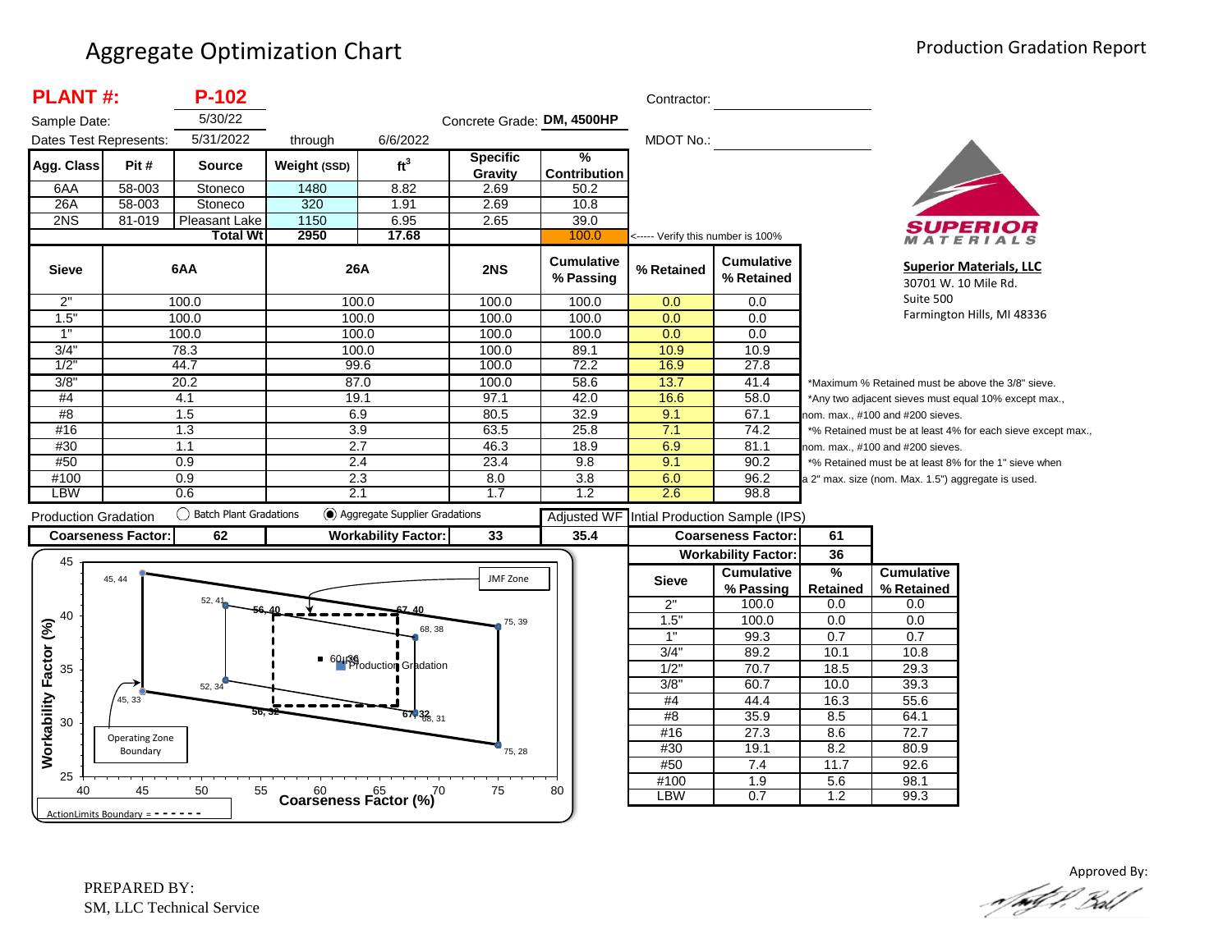# Aggregate Optimization Chart

Production Gradation Report

**PLANT #:** **P-102**

Sample Date: 5/30/22

Dates Test Represents: 5/31/2022 through 6/6/2022

Concrete Grade: **DM, 4500HP**

Contractor:

MDOT No.:

| Agg. Class | Pit # | Source | Weight (SSD) | ft$^3$ | Specific Gravity | % Contribution |
|---|---|---|---|---|---|---|
| 6AA | 58-003 | Stoneco | 1480 | 8.82 | 2.69 | 50.2 |
| 26A | 58-003 | Stoneco | 320 | 1.91 | 2.69 | 10.8 |
| 2NS | 81-019 | Pleasant Lake | 1150 | 6.95 | 2.65 | 39.0 |
| | | **Total Wt** | **2950** | **17.68** | | 100.0 |

<----- Verify this number is 100%

| Sieve | 6AA | 26A | 2NS | Cumulative % Passing | % Retained | Cumulative % Retained |
|---|---|---|---|---|---|---|
| 2" | 100.0 | 100.0 | 100.0 | 100.0 | 0.0 | 0.0 |
| 1.5" | 100.0 | 100.0 | 100.0 | 100.0 | 0.0 | 0.0 |
| 1" | 100.0 | 100.0 | 100.0 | 100.0 | 0.0 | 0.0 |
| 3/4" | 78.3 | 100.0 | 100.0 | 89.1 | 10.9 | 10.9 |
| 1/2" | 44.7 | 99.6 | 100.0 | 72.2 | 16.9 | 27.8 |
| 3/8" | 20.2 | 87.0 | 100.0 | 58.6 | 13.7 | 41.4 |
| #4 | 4.1 | 19.1 | 97.1 | 42.0 | 16.6 | 58.0 |
| #8 | 1.5 | 6.9 | 80.5 | 32.9 | 9.1 | 67.1 |
| #16 | 1.3 | 3.9 | 63.5 | 25.8 | 7.1 | 74.2 |
| #30 | 1.1 | 2.7 | 46.3 | 18.9 | 6.9 | 81.1 |
| #50 | 0.9 | 2.4 | 23.4 | 9.8 | 9.1 | 90.2 |
| #100 | 0.9 | 2.3 | 8.0 | 3.8 | 6.0 | 96.2 |
| LBW | 0.6 | 2.1 | 1.7 | 1.2 | 2.6 | 98.8 |

*Maximum % Retained must be above the 3/8" sieve.

*Any two adjacent sieves must equal 10% except max., nom. max., #100 and #200 sieves.

*% Retained must be at least 4% for each sieve except max., nom. max., #100 and #200 sieves.

*% Retained must be at least 8% for the 1" sieve when a 2" max. size (nom. Max. 1.5") aggregate is used.

**Superior Materials, LLC**
30701 W. 10 Mile Rd.
Suite 500
Farmington Hills, MI 48336

Production Gradation ○ Batch Plant Gradations ◉ Aggregate Supplier Gradations

| Coarseness Factor: | 62 | Workability Factor: | 33 | Adjusted WF | 35.4 |
|---|---|---|---|---|---|

Intial Production Sample (IPS)

| Coarseness Factor: | 61 |
|---|---|
| Workability Factor: | 36 |

| Sieve | Cumulative % Passing | % Retained | Cumulative % Retained |
|---|---|---|---|
| 2" | 100.0 | 0.0 | 0.0 |
| 1.5" | 100.0 | 0.0 | 0.0 |
| 1" | 99.3 | 0.7 | 0.7 |
| 3/4" | 89.2 | 10.1 | 10.8 |
| 1/2" | 70.7 | 18.5 | 29.3 |
| 3/8" | 60.7 | 10.0 | 39.3 |
| #4 | 44.4 | 16.3 | 55.6 |
| #8 | 35.9 | 8.5 | 64.1 |
| #16 | 27.3 | 8.6 | 72.7 |
| #30 | 19.1 | 8.2 | 80.9 |
| #50 | 7.4 | 11.7 | 92.6 |
| #100 | 1.9 | 5.6 | 98.1 |
| LBW | 0.7 | 1.2 | 99.3 |

PREPARED BY:
SM, LLC Technical Service

Approved By: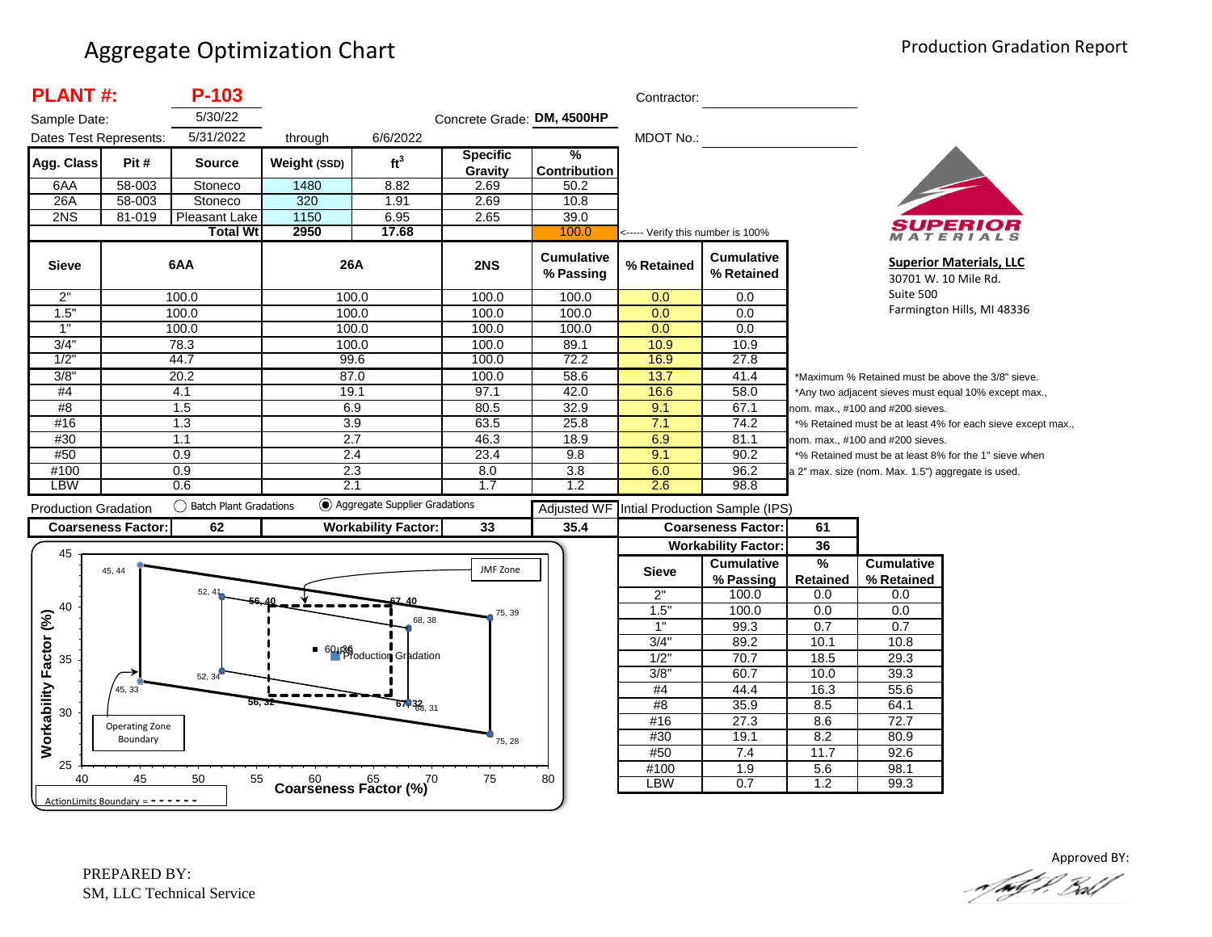# Aggregate Optimization Chart

## Production Gradation Report

**PLANT #:** **P-103**

Sample Date: 5/30/22

Concrete Grade: **DM, 4500HP**

Dates Test Represents: 5/31/2022 through 6/6/2022

Contractor: ____________________

MDOT No.: ____________________

| Agg. Class | Pit # | Source | Weight (SSD) | ft³ | Specific Gravity | % Contribution |
|---|---|---|---|---|---|---|
| 6AA | 58-003 | Stoneco | 1480 | 8.82 | 2.69 | 50.2 |
| 26A | 58-003 | Stoneco | 320 | 1.91 | 2.69 | 10.8 |
| 2NS | 81-019 | Pleasant Lake | 1150 | 6.95 | 2.65 | 39.0 |
| | | Total Wt | 2950 | 17.68 | | 100.0 |

<----- Verify this number is 100%

| Sieve | 6AA | 26A | 2NS | Cumulative % Passing | % Retained | Cumulative % Retained |
|---|---|---|---|---|---|---|
| 2" | 100.0 | 100.0 | 100.0 | 100.0 | 0.0 | 0.0 |
| 1.5" | 100.0 | 100.0 | 100.0 | 100.0 | 0.0 | 0.0 |
| 1" | 100.0 | 100.0 | 100.0 | 100.0 | 0.0 | 0.0 |
| 3/4" | 78.3 | 100.0 | 100.0 | 89.1 | 10.9 | 10.9 |
| 1/2" | 44.7 | 99.6 | 100.0 | 72.2 | 16.9 | 27.8 |
| 3/8" | 20.2 | 87.0 | 100.0 | 58.6 | 13.7 | 41.4 |
| #4 | 4.1 | 19.1 | 97.1 | 42.0 | 16.6 | 58.0 |
| #8 | 1.5 | 6.9 | 80.5 | 32.9 | 9.1 | 67.1 |
| #16 | 1.3 | 3.9 | 63.5 | 25.8 | 7.1 | 74.2 |
| #30 | 1.1 | 2.7 | 46.3 | 18.9 | 6.9 | 81.1 |
| #50 | 0.9 | 2.4 | 23.4 | 9.8 | 9.1 | 90.2 |
| #100 | 0.9 | 2.3 | 8.0 | 3.8 | 6.0 | 96.2 |
| LBW | 0.6 | 2.1 | 1.7 | 1.2 | 2.6 | 98.8 |

*Maximum % Retained must be above the 3/8" sieve.
*Any two adjacent sieves must equal 10% except max., nom. max., #100 and #200 sieves.
*% Retained must be at least 4% for each sieve except max., nom. max., #100 and #200 sieves.
*% Retained must be at least 8% for the 1" sieve when a 2" max. size (nom. Max. 1.5") aggregate is used.

**Superior Materials, LLC**
30701 W. 10 Mile Rd.
Suite 500
Farmington Hills, MI 48336

Production Gradation: ◯ Batch Plant Gradations ◉ Aggregate Supplier Gradations

| Coarseness Factor: | 62 | Workability Factor: | 33 | Adjusted WF: 35.4 |
|---|---|---|---|---|

**Intial Production Sample (IPS)**

| | Coarseness Factor: | 61 | |
|---|---|---|---|
| | Workability Factor: | 36 | |
| **Sieve** | **Cumulative % Passing** | **% Retained** | **Cumulative % Retained** |
| 2" | 100.0 | 0.0 | 0.0 |
| 1.5" | 100.0 | 0.0 | 0.0 |
| 1" | 99.3 | 0.7 | 0.7 |
| 3/4" | 89.2 | 10.1 | 10.8 |
| 1/2" | 70.7 | 18.5 | 29.3 |
| 3/8" | 60.7 | 10.0 | 39.3 |
| #4 | 44.4 | 16.3 | 55.6 |
| #8 | 35.9 | 8.5 | 64.1 |
| #16 | 27.3 | 8.6 | 72.7 |
| #30 | 19.1 | 8.2 | 80.9 |
| #50 | 7.4 | 11.7 | 92.6 |
| #100 | 1.9 | 5.6 | 98.1 |
| LBW | 0.7 | 1.2 | 99.3 |

Chart: Workability Factor (%) vs. Coarseness Factor (%) — JMF Zone; Operating Zone Boundary (points 45, 44; 52, 41; 75, 39; 75, 28; 52, 34; 45, 33); Action Limits Boundary (56, 40; 67, 40; 67, 32; 56, 32); 68, 38; 68, 31; 60, 36; Production Gradation.

ActionLimits Boundary = - - - - - - -

PREPARED BY:
SM, LLC Technical Service

Approved BY: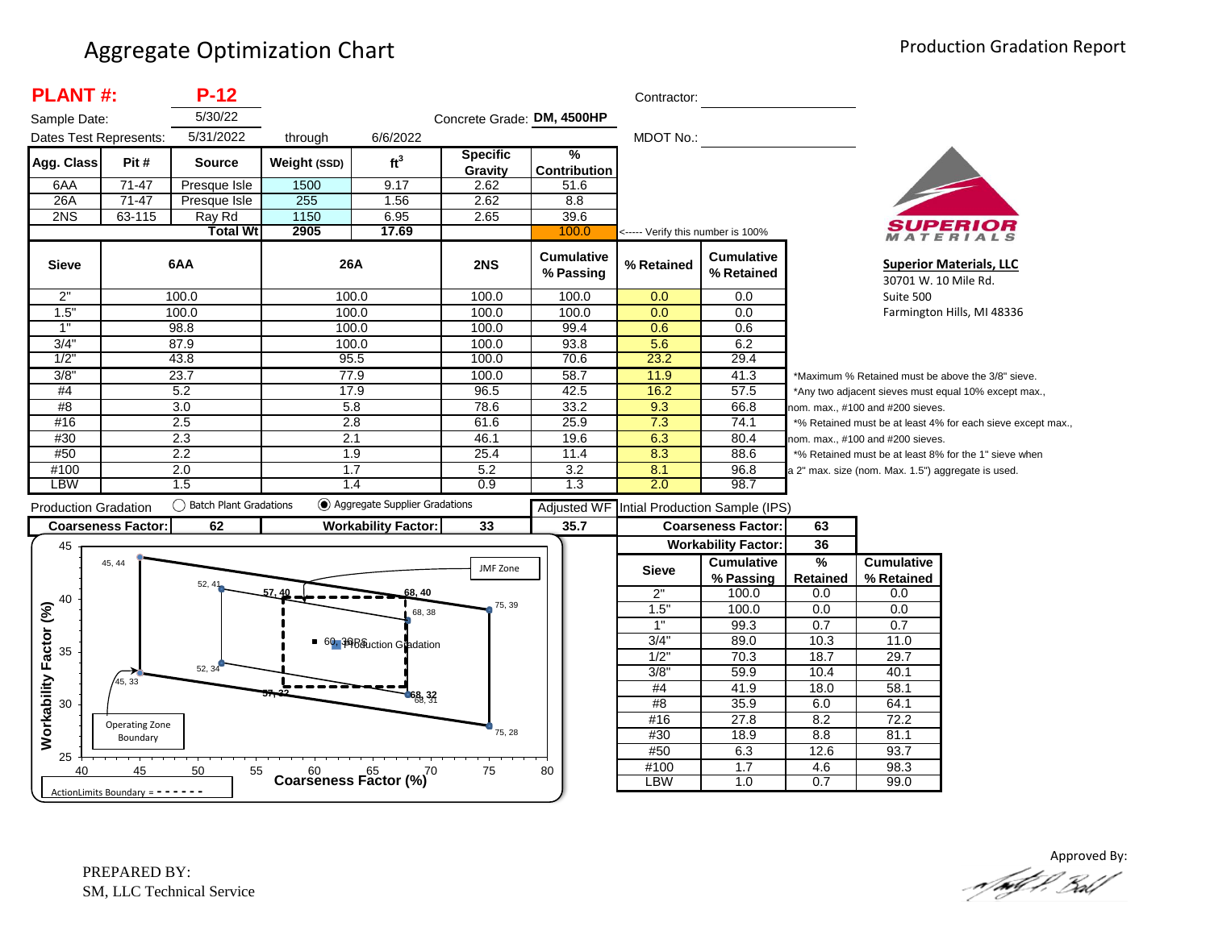# Aggregate Optimization Chart

## Production Gradation Report

**PLANT #:** **P-12**

Sample Date: 5/30/22

Dates Test Represents: 5/31/2022 through 6/6/2022

Concrete Grade: **DM, 4500HP**

Contractor:

MDOT No.:

| Agg. Class | Pit # | Source | Weight (SSD) | $ft^3$ | Specific Gravity | % Contribution |
|---|---|---|---|---|---|---|
| 6AA | 71-47 | Presque Isle | 1500 | 9.17 | 2.62 | 51.6 |
| 26A | 71-47 | Presque Isle | 255 | 1.56 | 2.62 | 8.8 |
| 2NS | 63-115 | Ray Rd | 1150 | 6.95 | 2.65 | 39.6 |
| | | **Total Wt** | **2905** | **17.69** | | 100.0 |

<----- Verify this number is 100%

**Superior Materials, LLC**
30701 W. 10 Mile Rd.
Suite 500
Farmington Hills, MI 48336

| Sieve | 6AA | 26A | 2NS | Cumulative % Passing | % Retained | Cumulative % Retained |
|---|---|---|---|---|---|---|
| 2" | 100.0 | 100.0 | 100.0 | 100.0 | 0.0 | 0.0 |
| 1.5" | 100.0 | 100.0 | 100.0 | 100.0 | 0.0 | 0.0 |
| 1" | 98.8 | 100.0 | 100.0 | 99.4 | 0.6 | 0.6 |
| 3/4" | 87.9 | 100.0 | 100.0 | 93.8 | 5.6 | 6.2 |
| 1/2" | 43.8 | 95.5 | 100.0 | 70.6 | 23.2 | 29.4 |
| 3/8" | 23.7 | 77.9 | 100.0 | 58.7 | 11.9 | 41.3 |
| #4 | 5.2 | 17.9 | 96.5 | 42.5 | 16.2 | 57.5 |
| #8 | 3.0 | 5.8 | 78.6 | 33.2 | 9.3 | 66.8 |
| #16 | 2.5 | 2.8 | 61.6 | 25.9 | 7.3 | 74.1 |
| #30 | 2.3 | 2.1 | 46.1 | 19.6 | 6.3 | 80.4 |
| #50 | 2.2 | 1.9 | 25.4 | 11.4 | 8.3 | 88.6 |
| #100 | 2.0 | 1.7 | 5.2 | 3.2 | 8.1 | 96.8 |
| LBW | 1.5 | 1.4 | 0.9 | 1.3 | 2.0 | 98.7 |

*Maximum % Retained must be above the 3/8" sieve.
*Any two adjacent sieves must equal 10% except max., nom. max., #100 and #200 sieves.
*% Retained must be at least 4% for each sieve except max., nom. max., #100 and #200 sieves.
*% Retained must be at least 8% for the 1" sieve when a 2" max. size (nom. Max. 1.5") aggregate is used.

Production Gradation ○ Batch Plant Gradations ◉ Aggregate Supplier Gradations

| Coarseness Factor: | 62 | Workability Factor: | 33 | Adjusted WF | 35.7 |
|---|---|---|---|---|---|

**Intial Production Sample (IPS)**

| Coarseness Factor: | 63 |
|---|---|
| Workability Factor: | 36 |

| Sieve | Cumulative % Passing | % Retained | Cumulative % Retained |
|---|---|---|---|
| 2" | 100.0 | 0.0 | 0.0 |
| 1.5" | 100.0 | 0.0 | 0.0 |
| 1" | 99.3 | 0.7 | 0.7 |
| 3/4" | 89.0 | 10.3 | 11.0 |
| 1/2" | 70.3 | 18.7 | 29.7 |
| 3/8" | 59.9 | 10.4 | 40.1 |
| #4 | 41.9 | 18.0 | 58.1 |
| #8 | 35.9 | 6.0 | 64.1 |
| #16 | 27.8 | 8.2 | 72.2 |
| #30 | 18.9 | 8.8 | 81.1 |
| #50 | 6.3 | 12.6 | 93.7 |
| #100 | 1.7 | 4.6 | 98.3 |
| LBW | 1.0 | 0.7 | 99.0 |

Chart: Workability Factor (%) vs. Coarseness Factor (%) — points: 45, 44; 52, 41; 57, 40; 68, 40; 68, 38; 75, 39; 45, 33; 52, 34; 57, 32; 68, 32; 68, 31; 75, 28; 60, 36 IPS; Production Gradation. Labels: JMF Zone; Operating Zone Boundary; ActionLimits Boundary = - - - - - -

PREPARED BY:
SM, LLC Technical Service

Approved By: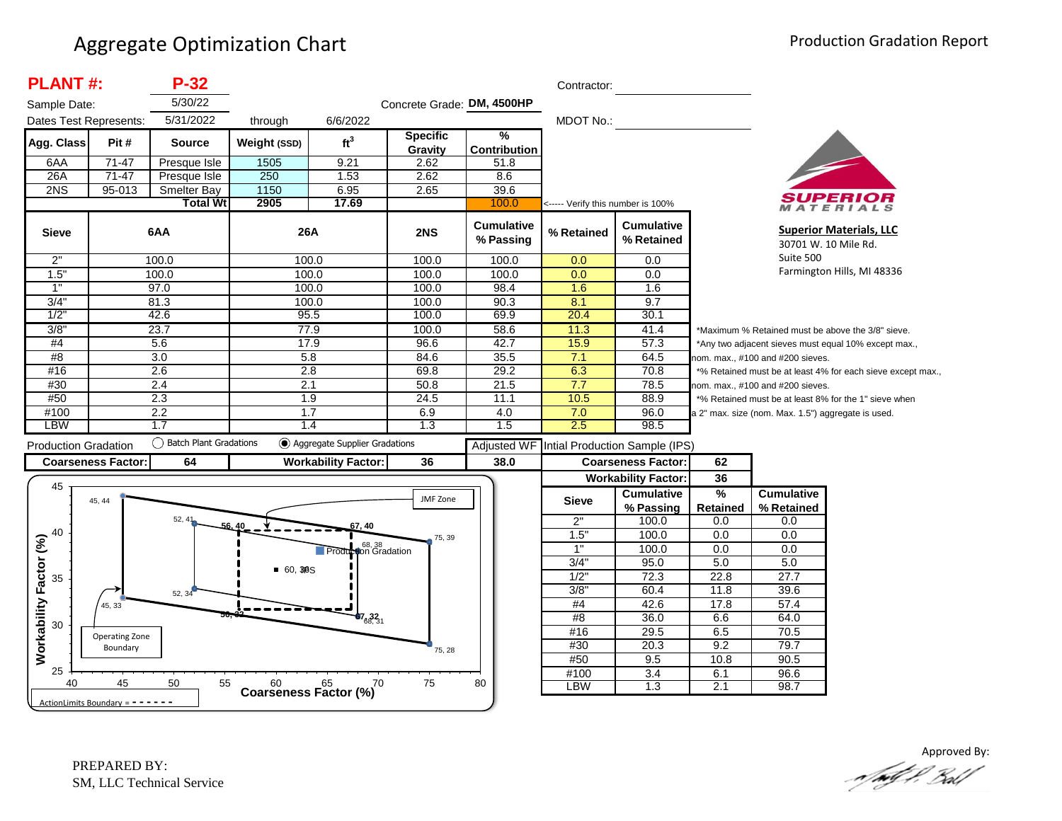# Aggregate Optimization Chart

Production Gradation Report

**PLANT #:** **P-32**

Sample Date: 5/30/22

Dates Test Represents: 5/31/2022 through 6/6/2022

Concrete Grade: **DM, 4500HP**

Contractor:

MDOT No.:

| Agg. Class | Pit # | Source | Weight (SSD) | $ft^3$ | Specific Gravity | % Contribution |
|---|---|---|---|---|---|---|
| 6AA | 71-47 | Presque Isle | 1505 | 9.21 | 2.62 | 51.8 |
| 26A | 71-47 | Presque Isle | 250 | 1.53 | 2.62 | 8.6 |
| 2NS | 95-013 | Smelter Bay | 1150 | 6.95 | 2.65 | 39.6 |
| | | **Total Wt** | **2905** | **17.69** | | 100.0 |

<----- Verify this number is 100%

| Sieve | 6AA | 26A | 2NS | Cumulative % Passing | % Retained | Cumulative % Retained |
|---|---|---|---|---|---|---|
| 2" | 100.0 | 100.0 | 100.0 | 100.0 | 0.0 | 0.0 |
| 1.5" | 100.0 | 100.0 | 100.0 | 100.0 | 0.0 | 0.0 |
| 1" | 97.0 | 100.0 | 100.0 | 98.4 | 1.6 | 1.6 |
| 3/4" | 81.3 | 100.0 | 100.0 | 90.3 | 8.1 | 9.7 |
| 1/2" | 42.6 | 95.5 | 100.0 | 69.9 | 20.4 | 30.1 |
| 3/8" | 23.7 | 77.9 | 100.0 | 58.6 | 11.3 | 41.4 |
| #4 | 5.6 | 17.9 | 96.6 | 42.7 | 15.9 | 57.3 |
| #8 | 3.0 | 5.8 | 84.6 | 35.5 | 7.1 | 64.5 |
| #16 | 2.6 | 2.8 | 69.8 | 29.2 | 6.3 | 70.8 |
| #30 | 2.4 | 2.1 | 50.8 | 21.5 | 7.7 | 78.5 |
| #50 | 2.3 | 1.9 | 24.5 | 11.1 | 10.5 | 88.9 |
| #100 | 2.2 | 1.7 | 6.9 | 4.0 | 7.0 | 96.0 |
| LBW | 1.7 | 1.4 | 1.3 | 1.5 | 2.5 | 98.5 |

*Maximum % Retained must be above the 3/8" sieve.
*Any two adjacent sieves must equal 10% except max., nom. max., #100 and #200 sieves.
*% Retained must be at least 4% for each sieve except max., nom. max., #100 and #200 sieves.
*% Retained must be at least 8% for the 1" sieve when a 2" max. size (nom. Max. 1.5") aggregate is used.

**Superior Materials, LLC**
30701 W. 10 Mile Rd.
Suite 500
Farmington Hills, MI 48336

Production Gradation: ○ Batch Plant Gradations ● Aggregate Supplier Gradations

| Coarseness Factor: | 64 | Workability Factor: | 36 | Adjusted WF 38.0 |
|---|---|---|---|---|

Intial Production Sample (IPS)

| Coarseness Factor: | | 62 | |
|---|---|---|---|
| **Workability Factor:** | | 36 | |
| **Sieve** | **Cumulative % Passing** | **% Retained** | **Cumulative % Retained** |
| 2" | 100.0 | 0.0 | 0.0 |
| 1.5" | 100.0 | 0.0 | 0.0 |
| 1" | 100.0 | 0.0 | 0.0 |
| 3/4" | 95.0 | 5.0 | 5.0 |
| 1/2" | 72.3 | 22.8 | 27.7 |
| 3/8" | 60.4 | 11.8 | 39.6 |
| #4 | 42.6 | 17.8 | 57.4 |
| #8 | 36.0 | 6.6 | 64.0 |
| #16 | 29.5 | 6.5 | 70.5 |
| #30 | 20.3 | 9.2 | 79.7 |
| #50 | 9.5 | 10.8 | 90.5 |
| #100 | 3.4 | 6.1 | 96.6 |
| LBW | 1.3 | 2.1 | 98.7 |

PREPARED BY:
SM, LLC Technical Service

Approved By: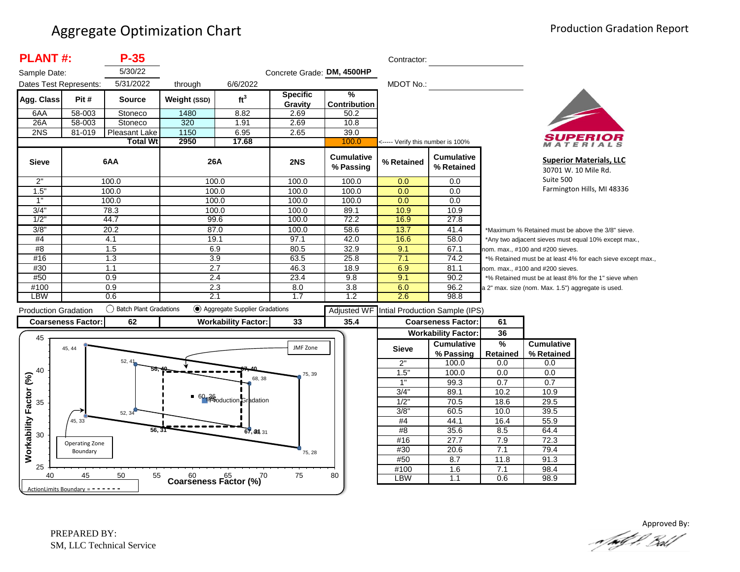# Aggregate Optimization Chart

## Production Gradation Report

**PLANT #:** **P-35**

Sample Date: 5/30/22

Dates Test Represents: 5/31/2022 through 6/6/2022

Concrete Grade: **DM, 4500HP**

Contractor:

MDOT No.:

| Agg. Class | Pit # | Source | Weight (SSD) | $ft^3$ | Specific Gravity | % Contribution |
|---|---|---|---|---|---|---|
| 6AA | 58-003 | Stoneco | 1480 | 8.82 | 2.69 | 50.2 |
| 26A | 58-003 | Stoneco | 320 | 1.91 | 2.69 | 10.8 |
| 2NS | 81-019 | Pleasant Lake | 1150 | 6.95 | 2.65 | 39.0 |
| | | **Total Wt** | **2950** | **17.68** | | 100.0 |

<----- Verify this number is 100%

| Sieve | 6AA | 26A | 2NS | Cumulative % Passing | % Retained | Cumulative % Retained |
|---|---|---|---|---|---|---|
| 2" | 100.0 | 100.0 | 100.0 | 100.0 | 0.0 | 0.0 |
| 1.5" | 100.0 | 100.0 | 100.0 | 100.0 | 0.0 | 0.0 |
| 1" | 100.0 | 100.0 | 100.0 | 100.0 | 0.0 | 0.0 |
| 3/4" | 78.3 | 100.0 | 100.0 | 89.1 | 10.9 | 10.9 |
| 1/2" | 44.7 | 99.6 | 100.0 | 72.2 | 16.9 | 27.8 |
| 3/8" | 20.2 | 87.0 | 100.0 | 58.6 | 13.7 | 41.4 |
| #4 | 4.1 | 19.1 | 97.1 | 42.0 | 16.6 | 58.0 |
| #8 | 1.5 | 6.9 | 80.5 | 32.9 | 9.1 | 67.1 |
| #16 | 1.3 | 3.9 | 63.5 | 25.8 | 7.1 | 74.2 |
| #30 | 1.1 | 2.7 | 46.3 | 18.9 | 6.9 | 81.1 |
| #50 | 0.9 | 2.4 | 23.4 | 9.8 | 9.1 | 90.2 |
| #100 | 0.9 | 2.3 | 8.0 | 3.8 | 6.0 | 96.2 |
| LBW | 0.6 | 2.1 | 1.7 | 1.2 | 2.6 | 98.8 |

*Maximum % Retained must be above the 3/8" sieve.
*Any two adjacent sieves must equal 10% except max., nom. max., #100 and #200 sieves.
*% Retained must be at least 4% for each sieve except max., nom. max., #100 and #200 sieves.
*% Retained must be at least 8% for the 1" sieve when a 2" max. size (nom. Max. 1.5") aggregate is used.

Production Gradation: ◯ Batch Plant Gradations ◉ Aggregate Supplier Gradations

| Coarseness Factor: | 62 | Workability Factor: | 33 | Adjusted WF: 35.4 |
|---|---|---|---|---|

**Superior Materials, LLC**
30701 W. 10 Mile Rd.
Suite 500
Farmington Hills, MI 48336

Intial Production Sample (IPS)

| Coarseness Factor: | 61 |
|---|---|
| Workability Factor: | 36 |

| Sieve | Cumulative % Passing | % Retained | Cumulative % Retained |
|---|---|---|---|
| 2" | 100.0 | 0.0 | 0.0 |
| 1.5" | 100.0 | 0.0 | 0.0 |
| 1" | 99.3 | 0.7 | 0.7 |
| 3/4" | 89.1 | 10.2 | 10.9 |
| 1/2" | 70.5 | 18.6 | 29.5 |
| 3/8" | 60.5 | 10.0 | 39.5 |
| #4 | 44.1 | 16.4 | 55.9 |
| #8 | 35.6 | 8.5 | 64.4 |
| #16 | 27.7 | 7.9 | 72.3 |
| #30 | 20.6 | 7.1 | 79.4 |
| #50 | 8.7 | 11.8 | 91.3 |
| #100 | 1.6 | 7.1 | 98.4 |
| LBW | 1.1 | 0.6 | 98.9 |

Workability Factor (%) vs. Coarseness Factor (%) chart — JMF Zone; Operating Zone Boundary; ActionLimits Boundary = - - - - - - -; IPS 60, 36; Production Gradation; points: 45, 44; 52, 41; 56, 40; 67, 40; 75, 39; 68, 38; 45, 33; 52, 34; 56, 31; 67, 31; 75, 28.

PREPARED BY:
SM, LLC Technical Service

Approved By: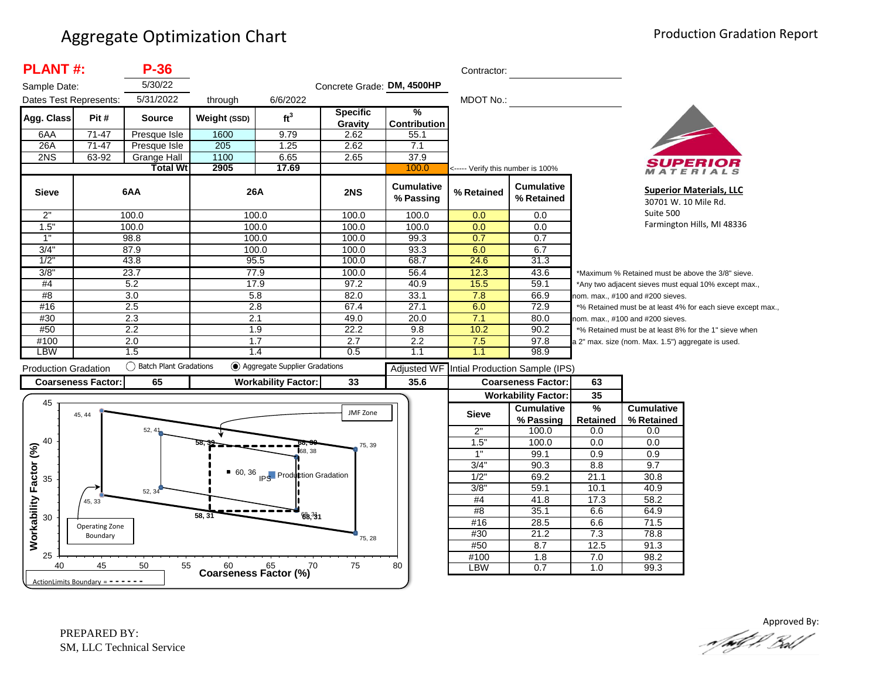# Aggregate Optimization Chart

Production Gradation Report

**PLANT #:** **P-36**

Sample Date: 5/30/22

Dates Test Represents: 5/31/2022 through 6/6/2022

Concrete Grade: **DM, 4500HP**

Contractor:

MDOT No.:

| Agg. Class | Pit # | Source | Weight (SSD) | ft³ | Specific Gravity | % Contribution |
|---|---|---|---|---|---|---|
| 6AA | 71-47 | Presque Isle | 1600 | 9.79 | 2.62 | 55.1 |
| 26A | 71-47 | Presque Isle | 205 | 1.25 | 2.62 | 7.1 |
| 2NS | 63-92 | Grange Hall | 1100 | 6.65 | 2.65 | 37.9 |
| | | **Total Wt** | **2905** | **17.69** | | 100.0 |

<----- Verify this number is 100%

| Sieve | 6AA | 26A | 2NS | Cumulative % Passing | % Retained | Cumulative % Retained |
|---|---|---|---|---|---|---|
| 2" | 100.0 | 100.0 | 100.0 | 100.0 | 0.0 | 0.0 |
| 1.5" | 100.0 | 100.0 | 100.0 | 100.0 | 0.0 | 0.0 |
| 1" | 98.8 | 100.0 | 100.0 | 99.3 | 0.7 | 0.7 |
| 3/4" | 87.9 | 100.0 | 100.0 | 93.3 | 6.0 | 6.7 |
| 1/2" | 43.8 | 95.5 | 100.0 | 68.7 | 24.6 | 31.3 |
| 3/8" | 23.7 | 77.9 | 100.0 | 56.4 | 12.3 | 43.6 |
| #4 | 5.2 | 17.9 | 97.2 | 40.9 | 15.5 | 59.1 |
| #8 | 3.0 | 5.8 | 82.0 | 33.1 | 7.8 | 66.9 |
| #16 | 2.5 | 2.8 | 67.4 | 27.1 | 6.0 | 72.9 |
| #30 | 2.3 | 2.1 | 49.0 | 20.0 | 7.1 | 80.0 |
| #50 | 2.2 | 1.9 | 22.2 | 9.8 | 10.2 | 90.2 |
| #100 | 2.0 | 1.7 | 2.7 | 2.2 | 7.5 | 97.8 |
| LBW | 1.5 | 1.4 | 0.5 | 1.1 | 1.1 | 98.9 |

*Maximum % Retained must be above the 3/8" sieve.
*Any two adjacent sieves must equal 10% except max., nom. max., #100 and #200 sieves.
*% Retained must be at least 4% for each sieve except max., nom. max., #100 and #200 sieves.
*% Retained must be at least 8% for the 1" sieve when a 2" max. size (nom. Max. 1.5") aggregate is used.

**Superior Materials, LLC**
30701 W. 10 Mile Rd.
Suite 500
Farmington Hills, MI 48336

Production Gradation: ◯ Batch Plant Gradations ◉ Aggregate Supplier Gradations

| Coarseness Factor: | 65 | Workability Factor: | 33 | Adjusted WF: 35.6 |
|---|---|---|---|---|

Intial Production Sample (IPS)

| Coarseness Factor: | 63 |
|---|---|
| Workability Factor: | 35 |

| Sieve | Cumulative % Passing | % Retained | Cumulative % Retained |
|---|---|---|---|
| 2" | 100.0 | 0.0 | 0.0 |
| 1.5" | 100.0 | 0.0 | 0.0 |
| 1" | 99.1 | 0.9 | 0.9 |
| 3/4" | 90.3 | 8.8 | 9.7 |
| 1/2" | 69.2 | 21.1 | 30.8 |
| 3/8" | 59.1 | 10.1 | 40.9 |
| #4 | 41.8 | 17.3 | 58.2 |
| #8 | 35.1 | 6.6 | 64.9 |
| #16 | 28.5 | 6.6 | 71.5 |
| #30 | 21.2 | 7.3 | 78.8 |
| #50 | 8.7 | 12.5 | 91.3 |
| #100 | 1.8 | 7.0 | 98.2 |
| LBW | 0.7 | 1.0 | 99.3 |

Chart: Workability Factor (%) vs. Coarseness Factor (%) — Operating Zone Boundary points (45, 44), (75, 39), (75, 28), (45, 33), (52, 41), (52, 34); JMF Zone / ActionLimits Boundary points (58, 39), (68, 38), (68, 31), (58, 31); IPS (60, 36); Production Gradation.

PREPARED BY:
SM, LLC Technical Service

Approved By: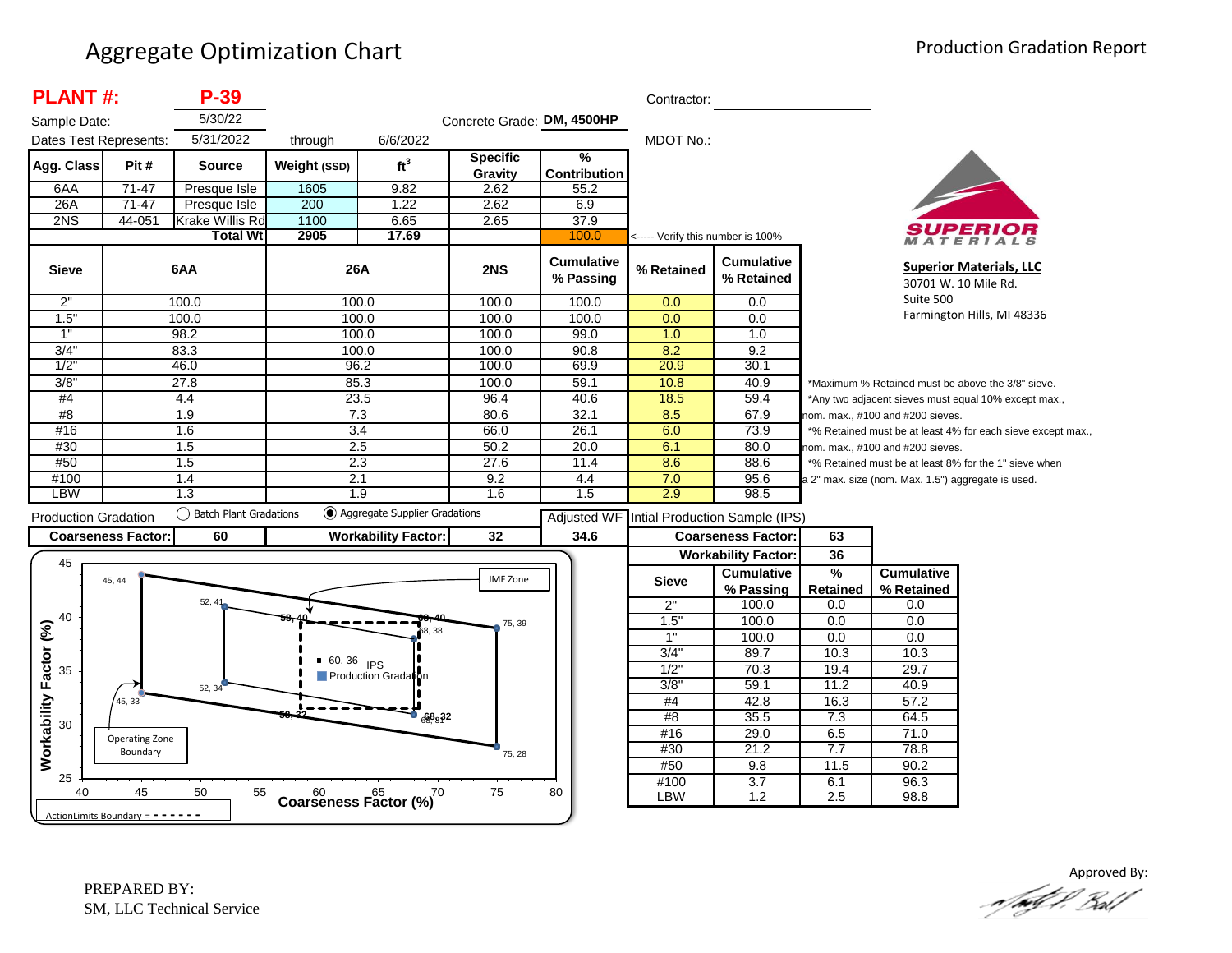# Aggregate Optimization Chart

Production Gradation Report

**PLANT #:** **P-39**

Sample Date: 5/30/22

Dates Test Represents: 5/31/2022 through 6/6/2022

Concrete Grade: **DM, 4500HP**

Contractor:

MDOT No.:

| Agg. Class | Pit # | Source | Weight (SSD) | $ft^3$ | Specific Gravity | % Contribution |
|---|---|---|---|---|---|---|
| 6AA | 71-47 | Presque Isle | 1605 | 9.82 | 2.62 | 55.2 |
| 26A | 71-47 | Presque Isle | 200 | 1.22 | 2.62 | 6.9 |
| 2NS | 44-051 | Krake Willis Rd | 1100 | 6.65 | 2.65 | 37.9 |
| | | **Total Wt** | **2905** | **17.69** | | 100.0 |

<----- Verify this number is 100%

| Sieve | 6AA | 26A | 2NS | Cumulative % Passing | % Retained | Cumulative % Retained |
|---|---|---|---|---|---|---|
| 2" | 100.0 | 100.0 | 100.0 | 100.0 | 0.0 | 0.0 |
| 1.5" | 100.0 | 100.0 | 100.0 | 100.0 | 0.0 | 0.0 |
| 1" | 98.2 | 100.0 | 100.0 | 99.0 | 1.0 | 1.0 |
| 3/4" | 83.3 | 100.0 | 100.0 | 90.8 | 8.2 | 9.2 |
| 1/2" | 46.0 | 96.2 | 100.0 | 69.9 | 20.9 | 30.1 |
| 3/8" | 27.8 | 85.3 | 100.0 | 59.1 | 10.8 | 40.9 |
| #4 | 4.4 | 23.5 | 96.4 | 40.6 | 18.5 | 59.4 |
| #8 | 1.9 | 7.3 | 80.6 | 32.1 | 8.5 | 67.9 |
| #16 | 1.6 | 3.4 | 66.0 | 26.1 | 6.0 | 73.9 |
| #30 | 1.5 | 2.5 | 50.2 | 20.0 | 6.1 | 80.0 |
| #50 | 1.5 | 2.3 | 27.6 | 11.4 | 8.6 | 88.6 |
| #100 | 1.4 | 2.1 | 9.2 | 4.4 | 7.0 | 95.6 |
| LBW | 1.3 | 1.9 | 1.6 | 1.5 | 2.9 | 98.5 |

*Maximum % Retained must be above the 3/8" sieve.
*Any two adjacent sieves must equal 10% except max., nom. max., #100 and #200 sieves.
*% Retained must be at least 4% for each sieve except max., nom. max., #100 and #200 sieves.
*% Retained must be at least 8% for the 1" sieve when a 2" max. size (nom. Max. 1.5") aggregate is used.

Production Gradation ◯ Batch Plant Gradations ◉ Aggregate Supplier Gradations

| Coarseness Factor: | 60 | Workability Factor: | 32 | Adjusted WF: 34.6 |
|---|---|---|---|---|

**Intial Production Sample (IPS)**

| Coarseness Factor: | 63 |
|---|---|
| Workability Factor: | 36 |

| Sieve | Cumulative % Passing | % Retained | Cumulative % Retained |
|---|---|---|---|
| 2" | 100.0 | 0.0 | 0.0 |
| 1.5" | 100.0 | 0.0 | 0.0 |
| 1" | 100.0 | 0.0 | 0.0 |
| 3/4" | 89.7 | 10.3 | 10.3 |
| 1/2" | 70.3 | 19.4 | 29.7 |
| 3/8" | 59.1 | 11.2 | 40.9 |
| #4 | 42.8 | 16.3 | 57.2 |
| #8 | 35.5 | 7.3 | 64.5 |
| #16 | 29.0 | 6.5 | 71.0 |
| #30 | 21.2 | 7.7 | 78.8 |
| #50 | 9.8 | 11.5 | 90.2 |
| #100 | 3.7 | 6.1 | 96.3 |
| LBW | 1.2 | 2.5 | 98.8 |

Workability Factor (%) vs. Coarseness Factor (%) chart — points: 45, 44; 52, 41; 58, 40; 68, 40; 75, 39; 68, 38; 60, 36 (IPS); Production Gradation; 52, 34; 45, 33; 58, 32; 68, 32; 68, 31; 75, 28. Labels: JMF Zone; Operating Zone Boundary; ActionLimits Boundary = - - - - - -

**Superior Materials, LLC**
30701 W. 10 Mile Rd.
Suite 500
Farmington Hills, MI 48336

PREPARED BY:
SM, LLC Technical Service

Approved By: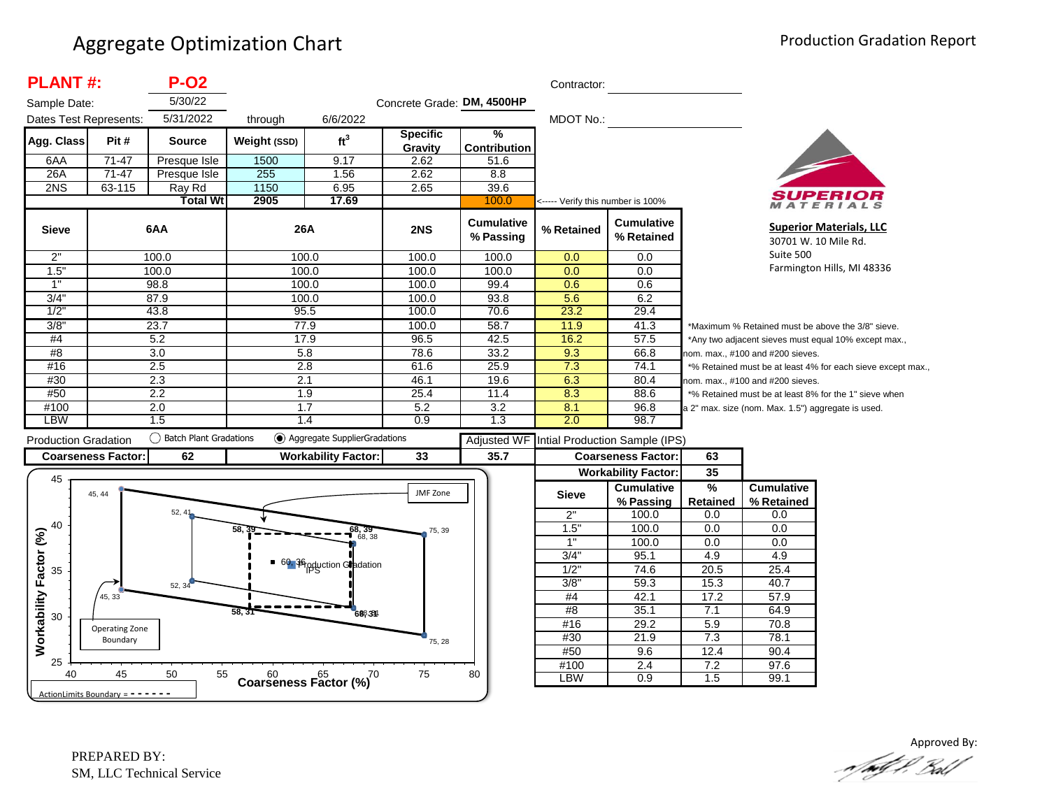# Aggregate Optimization Chart

Production Gradation Report

**PLANT #:** **P-O2**

Sample Date: 5/30/22

Dates Test Represents: 5/31/2022 through 6/6/2022

Concrete Grade: **DM, 4500HP**

Contractor:

MDOT No.:

| Agg. Class | Pit # | Source | Weight (SSD) | $ft^3$ | Specific Gravity | % Contribution |
|---|---|---|---|---|---|---|
| 6AA | 71-47 | Presque Isle | 1500 | 9.17 | 2.62 | 51.6 |
| 26A | 71-47 | Presque Isle | 255 | 1.56 | 2.62 | 8.8 |
| 2NS | 63-115 | Ray Rd | 1150 | 6.95 | 2.65 | 39.6 |
| | | **Total Wt** | **2905** | **17.69** | | 100.0 |

<----- Verify this number is 100%

| Sieve | 6AA | 26A | 2NS | Cumulative % Passing | % Retained | Cumulative % Retained |
|---|---|---|---|---|---|---|
| 2" | 100.0 | 100.0 | 100.0 | 100.0 | 0.0 | 0.0 |
| 1.5" | 100.0 | 100.0 | 100.0 | 100.0 | 0.0 | 0.0 |
| 1" | 98.8 | 100.0 | 100.0 | 99.4 | 0.6 | 0.6 |
| 3/4" | 87.9 | 100.0 | 100.0 | 93.8 | 5.6 | 6.2 |
| 1/2" | 43.8 | 95.5 | 100.0 | 70.6 | 23.2 | 29.4 |
| 3/8" | 23.7 | 77.9 | 100.0 | 58.7 | 11.9 | 41.3 |
| #4 | 5.2 | 17.9 | 96.5 | 42.5 | 16.2 | 57.5 |
| #8 | 3.0 | 5.8 | 78.6 | 33.2 | 9.3 | 66.8 |
| #16 | 2.5 | 2.8 | 61.6 | 25.9 | 7.3 | 74.1 |
| #30 | 2.3 | 2.1 | 46.1 | 19.6 | 6.3 | 80.4 |
| #50 | 2.2 | 1.9 | 25.4 | 11.4 | 8.3 | 88.6 |
| #100 | 2.0 | 1.7 | 5.2 | 3.2 | 8.1 | 96.8 |
| LBW | 1.5 | 1.4 | 0.9 | 1.3 | 2.0 | 98.7 |

*Maximum % Retained must be above the 3/8" sieve.
*Any two adjacent sieves must equal 10% except max., nom. max., #100 and #200 sieves.
*% Retained must be at least 4% for each sieve except max., nom. max., #100 and #200 sieves.
*% Retained must be at least 8% for the 1" sieve when a 2" max. size (nom. Max. 1.5") aggregate is used.

**Superior Materials, LLC**
30701 W. 10 Mile Rd.
Suite 500
Farmington Hills, MI 48336

Production Gradation ○ Batch Plant Gradations ◉ Aggregate SupplierGradations

| Coarseness Factor: | 62 | Workability Factor: | 33 | Adjusted WF 35.7 |
|---|---|---|---|---|

Intial Production Sample (IPS)

| Coarseness Factor: | 63 |
|---|---|
| Workability Factor: | 35 |

| Sieve | Cumulative % Passing | % Retained | Cumulative % Retained |
|---|---|---|---|
| 2" | 100.0 | 0.0 | 0.0 |
| 1.5" | 100.0 | 0.0 | 0.0 |
| 1" | 100.0 | 0.0 | 0.0 |
| 3/4" | 95.1 | 4.9 | 4.9 |
| 1/2" | 74.6 | 20.5 | 25.4 |
| 3/8" | 59.3 | 15.3 | 40.7 |
| #4 | 42.1 | 17.2 | 57.9 |
| #8 | 35.1 | 7.1 | 64.9 |
| #16 | 29.2 | 5.9 | 70.8 |
| #30 | 21.9 | 7.3 | 78.1 |
| #50 | 9.6 | 12.4 | 90.4 |
| #100 | 2.4 | 7.2 | 97.6 |
| LBW | 0.9 | 1.5 | 99.1 |

Workability Factor (%)
Coarseness Factor (%)
45, 44
52, 41
58, 39
68, 39
68, 38
75, 39
JMF Zone
60, 36
Production Gradation
IPS
52, 34
45, 33
58, 31
68, 31
75, 28
Operating Zone Boundary
ActionLimits Boundary = - - - - - - -

PREPARED BY:
SM, LLC Technical Service

Approved By: